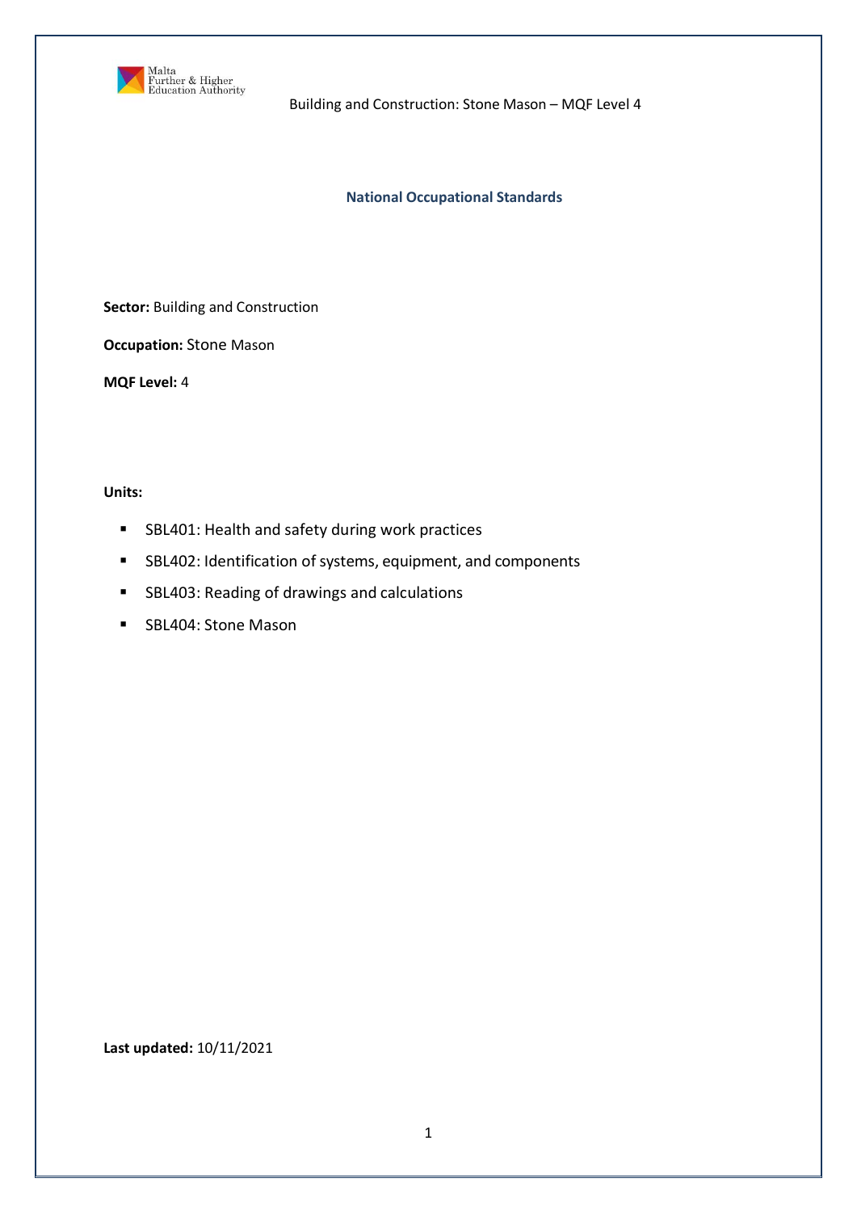Malta Further & Higher Education Authority

Building and Construction: Stone Mason – MQF Level 4

# National Occupational Standards

**Sector:** Building and Construction

**Occupation:** Stone Mason

**MQF Level:** 4

**Units:**

- SBL401: Health and safety during work practices
- SBL402: Identification of systems, equipment, and components
- SBL403: Reading of drawings and calculations
- SBL404: Stone Mason

**Last updated:** 10/11/2021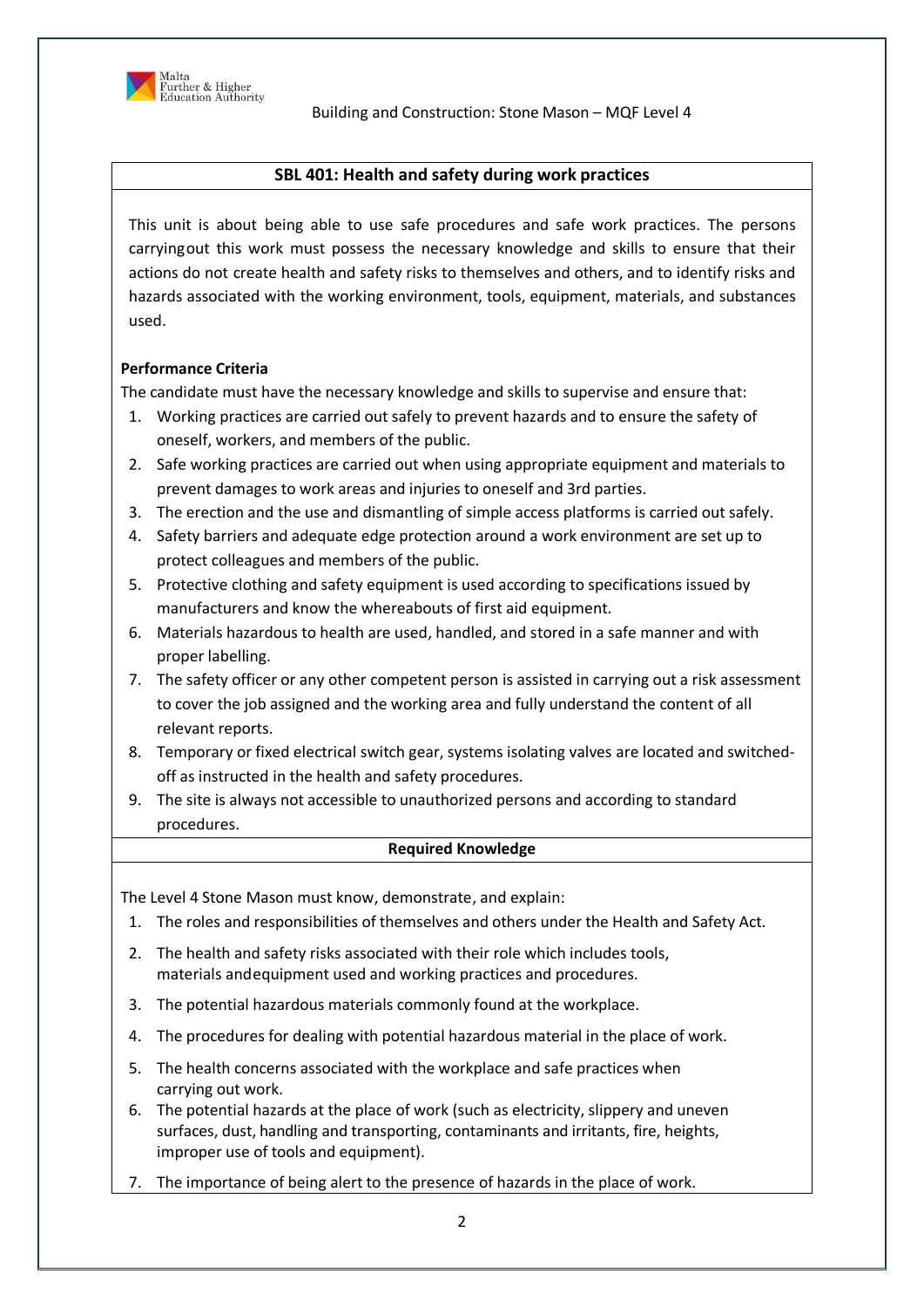## SBL 401: Health and safety during work practices

This unit is about being able to use safe procedures and safe work practices. The persons carryingout this work must possess the necessary knowledge and skills to ensure that their actions do not create health and safety risks to themselves and others, and to identify risks and hazards associated with the working environment, tools, equipment, materials, and substances used.

**Performance Criteria**

The candidate must have the necessary knowledge and skills to supervise and ensure that:

1. Working practices are carried out safely to prevent hazards and to ensure the safety of oneself, workers, and members of the public.
2. Safe working practices are carried out when using appropriate equipment and materials to prevent damages to work areas and injuries to oneself and 3rd parties.
3. The erection and the use and dismantling of simple access platforms is carried out safely.
4. Safety barriers and adequate edge protection around a work environment are set up to protect colleagues and members of the public.
5. Protective clothing and safety equipment is used according to specifications issued by manufacturers and know the whereabouts of first aid equipment.
6. Materials hazardous to health are used, handled, and stored in a safe manner and with proper labelling.
7. The safety officer or any other competent person is assisted in carrying out a risk assessment to cover the job assigned and the working area and fully understand the content of all relevant reports.
8. Temporary or fixed electrical switch gear, systems isolating valves are located and switched-off as instructed in the health and safety procedures.
9. The site is always not accessible to unauthorized persons and according to standard procedures.

**Required Knowledge**

The Level 4 Stone Mason must know, demonstrate, and explain:

1. The roles and responsibilities of themselves and others under the Health and Safety Act.
2. The health and safety risks associated with their role which includes tools, materials andequipment used and working practices and procedures.
3. The potential hazardous materials commonly found at the workplace.
4. The procedures for dealing with potential hazardous material in the place of work.
5. The health concerns associated with the workplace and safe practices when carrying out work.
6. The potential hazards at the place of work (such as electricity, slippery and uneven surfaces, dust, handling and transporting, contaminants and irritants, fire, heights, improper use of tools and equipment).
7. The importance of being alert to the presence of hazards in the place of work.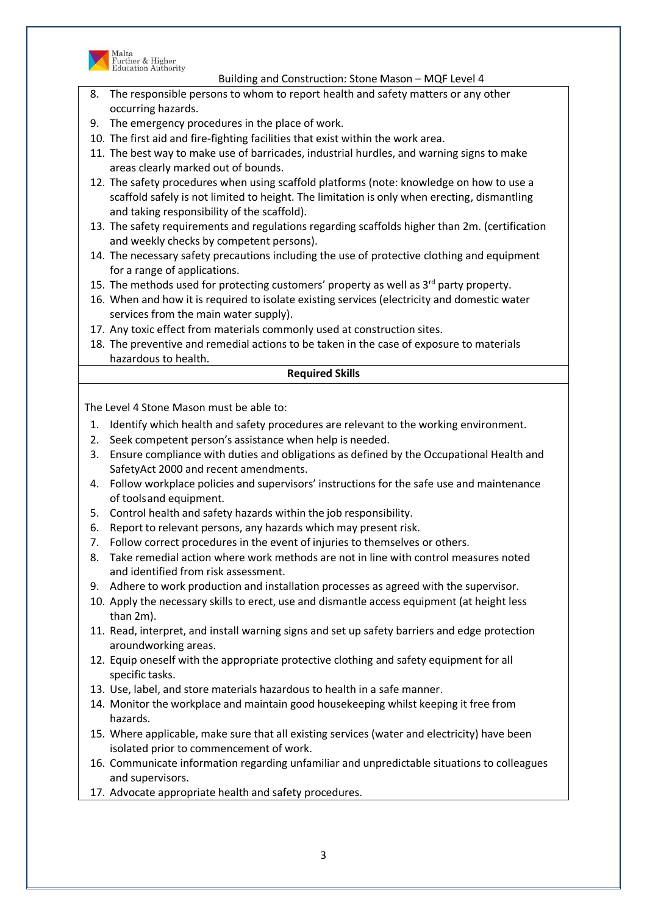8. The responsible persons to whom to report health and safety matters or any other occurring hazards.
9. The emergency procedures in the place of work.
10. The first aid and fire-fighting facilities that exist within the work area.
11. The best way to make use of barricades, industrial hurdles, and warning signs to make areas clearly marked out of bounds.
12. The safety procedures when using scaffold platforms (note: knowledge on how to use a scaffold safely is not limited to height. The limitation is only when erecting, dismantling and taking responsibility of the scaffold).
13. The safety requirements and regulations regarding scaffolds higher than 2m. (certification and weekly checks by competent persons).
14. The necessary safety precautions including the use of protective clothing and equipment for a range of applications.
15. The methods used for protecting customers' property as well as 3rd party property.
16. When and how it is required to isolate existing services (electricity and domestic water services from the main water supply).
17. Any toxic effect from materials commonly used at construction sites.
18. The preventive and remedial actions to be taken in the case of exposure to materials hazardous to health.

**Required Skills**

The Level 4 Stone Mason must be able to:

1. Identify which health and safety procedures are relevant to the working environment.
2. Seek competent person's assistance when help is needed.
3. Ensure compliance with duties and obligations as defined by the Occupational Health and SafetyAct 2000 and recent amendments.
4. Follow workplace policies and supervisors' instructions for the safe use and maintenance of toolsand equipment.
5. Control health and safety hazards within the job responsibility.
6. Report to relevant persons, any hazards which may present risk.
7. Follow correct procedures in the event of injuries to themselves or others.
8. Take remedial action where work methods are not in line with control measures noted and identified from risk assessment.
9. Adhere to work production and installation processes as agreed with the supervisor.
10. Apply the necessary skills to erect, use and dismantle access equipment (at height less than 2m).
11. Read, interpret, and install warning signs and set up safety barriers and edge protection aroundworking areas.
12. Equip oneself with the appropriate protective clothing and safety equipment for all specific tasks.
13. Use, label, and store materials hazardous to health in a safe manner.
14. Monitor the workplace and maintain good housekeeping whilst keeping it free from hazards.
15. Where applicable, make sure that all existing services (water and electricity) have been isolated prior to commencement of work.
16. Communicate information regarding unfamiliar and unpredictable situations to colleagues and supervisors.
17. Advocate appropriate health and safety procedures.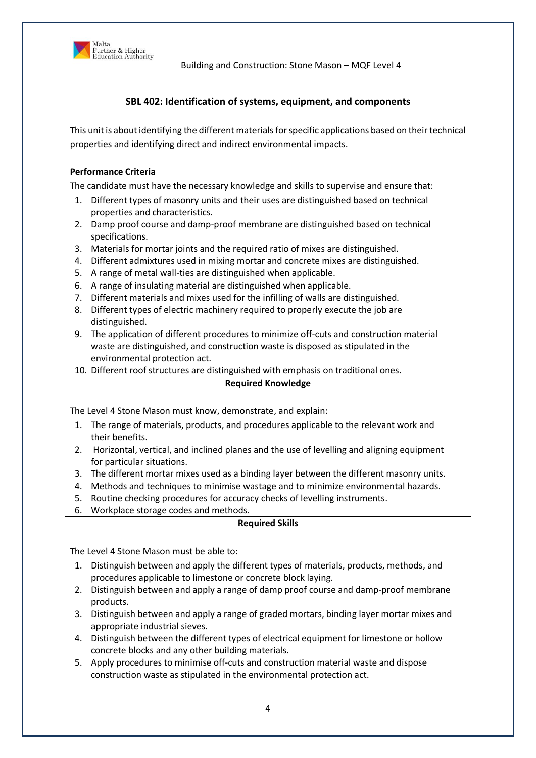## SBL 402: Identification of systems, equipment, and components

This unit is about identifying the different materials for specific applications based on their technical properties and identifying direct and indirect environmental impacts.

**Performance Criteria**

The candidate must have the necessary knowledge and skills to supervise and ensure that:

1. Different types of masonry units and their uses are distinguished based on technical properties and characteristics.
2. Damp proof course and damp-proof membrane are distinguished based on technical specifications.
3. Materials for mortar joints and the required ratio of mixes are distinguished.
4. Different admixtures used in mixing mortar and concrete mixes are distinguished.
5. A range of metal wall-ties are distinguished when applicable.
6. A range of insulating material are distinguished when applicable.
7. Different materials and mixes used for the infilling of walls are distinguished.
8. Different types of electric machinery required to properly execute the job are distinguished.
9. The application of different procedures to minimize off-cuts and construction material waste are distinguished, and construction waste is disposed as stipulated in the environmental protection act.
10. Different roof structures are distinguished with emphasis on traditional ones.

**Required Knowledge**

The Level 4 Stone Mason must know, demonstrate, and explain:

1. The range of materials, products, and procedures applicable to the relevant work and their benefits.
2. Horizontal, vertical, and inclined planes and the use of levelling and aligning equipment for particular situations.
3. The different mortar mixes used as a binding layer between the different masonry units.
4. Methods and techniques to minimise wastage and to minimize environmental hazards.
5. Routine checking procedures for accuracy checks of levelling instruments.
6. Workplace storage codes and methods.

**Required Skills**

The Level 4 Stone Mason must be able to:

1. Distinguish between and apply the different types of materials, products, methods, and procedures applicable to limestone or concrete block laying.
2. Distinguish between and apply a range of damp proof course and damp-proof membrane products.
3. Distinguish between and apply a range of graded mortars, binding layer mortar mixes and appropriate industrial sieves.
4. Distinguish between the different types of electrical equipment for limestone or hollow concrete blocks and any other building materials.
5. Apply procedures to minimise off-cuts and construction material waste and dispose construction waste as stipulated in the environmental protection act.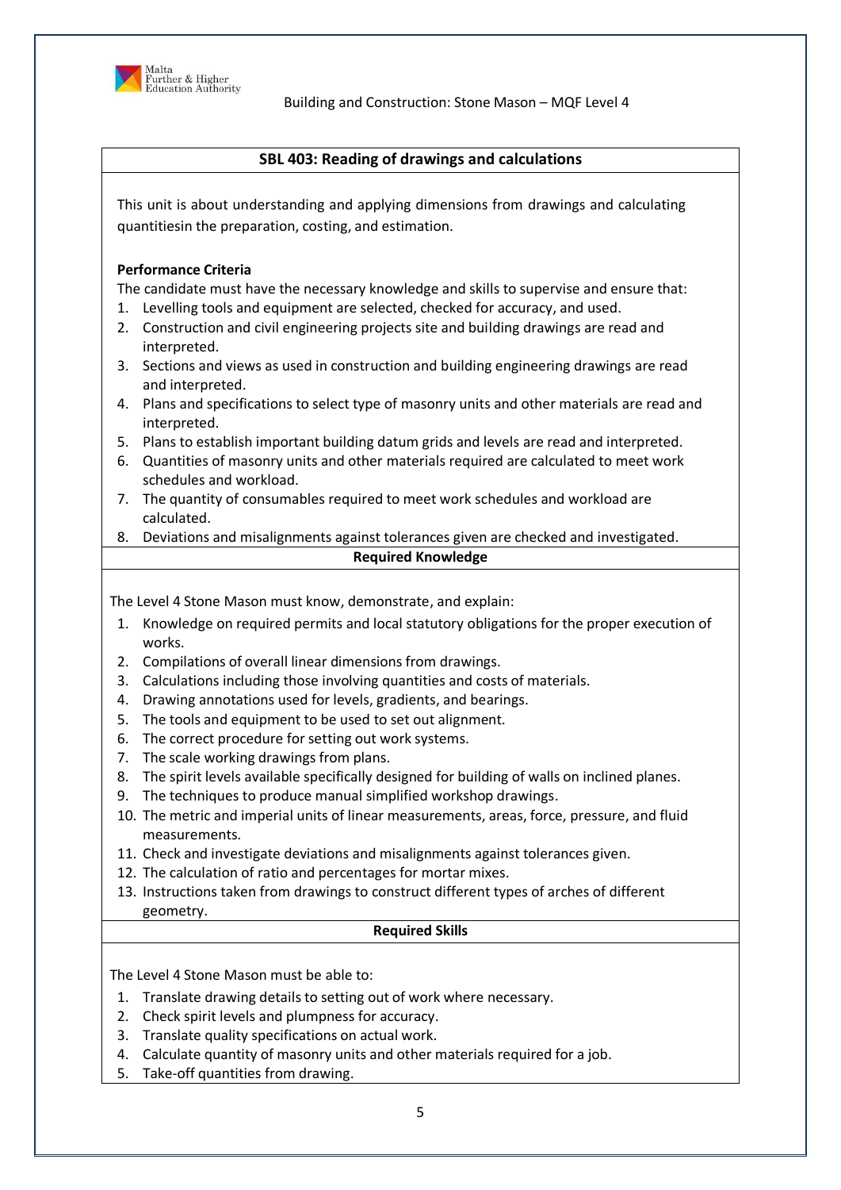## SBL 403: Reading of drawings and calculations

This unit is about understanding and applying dimensions from drawings and calculating quantitiesin the preparation, costing, and estimation.

**Performance Criteria**

The candidate must have the necessary knowledge and skills to supervise and ensure that:

1. Levelling tools and equipment are selected, checked for accuracy, and used.
2. Construction and civil engineering projects site and building drawings are read and interpreted.
3. Sections and views as used in construction and building engineering drawings are read and interpreted.
4. Plans and specifications to select type of masonry units and other materials are read and interpreted.
5. Plans to establish important building datum grids and levels are read and interpreted.
6. Quantities of masonry units and other materials required are calculated to meet work schedules and workload.
7. The quantity of consumables required to meet work schedules and workload are calculated.
8. Deviations and misalignments against tolerances given are checked and investigated.

**Required Knowledge**

The Level 4 Stone Mason must know, demonstrate, and explain:

1. Knowledge on required permits and local statutory obligations for the proper execution of works.
2. Compilations of overall linear dimensions from drawings.
3. Calculations including those involving quantities and costs of materials.
4. Drawing annotations used for levels, gradients, and bearings.
5. The tools and equipment to be used to set out alignment.
6. The correct procedure for setting out work systems.
7. The scale working drawings from plans.
8. The spirit levels available specifically designed for building of walls on inclined planes.
9. The techniques to produce manual simplified workshop drawings.
10. The metric and imperial units of linear measurements, areas, force, pressure, and fluid measurements.
11. Check and investigate deviations and misalignments against tolerances given.
12. The calculation of ratio and percentages for mortar mixes.
13. Instructions taken from drawings to construct different types of arches of different geometry.

**Required Skills**

The Level 4 Stone Mason must be able to:

1. Translate drawing details to setting out of work where necessary.
2. Check spirit levels and plumpness for accuracy.
3. Translate quality specifications on actual work.
4. Calculate quantity of masonry units and other materials required for a job.
5. Take-off quantities from drawing.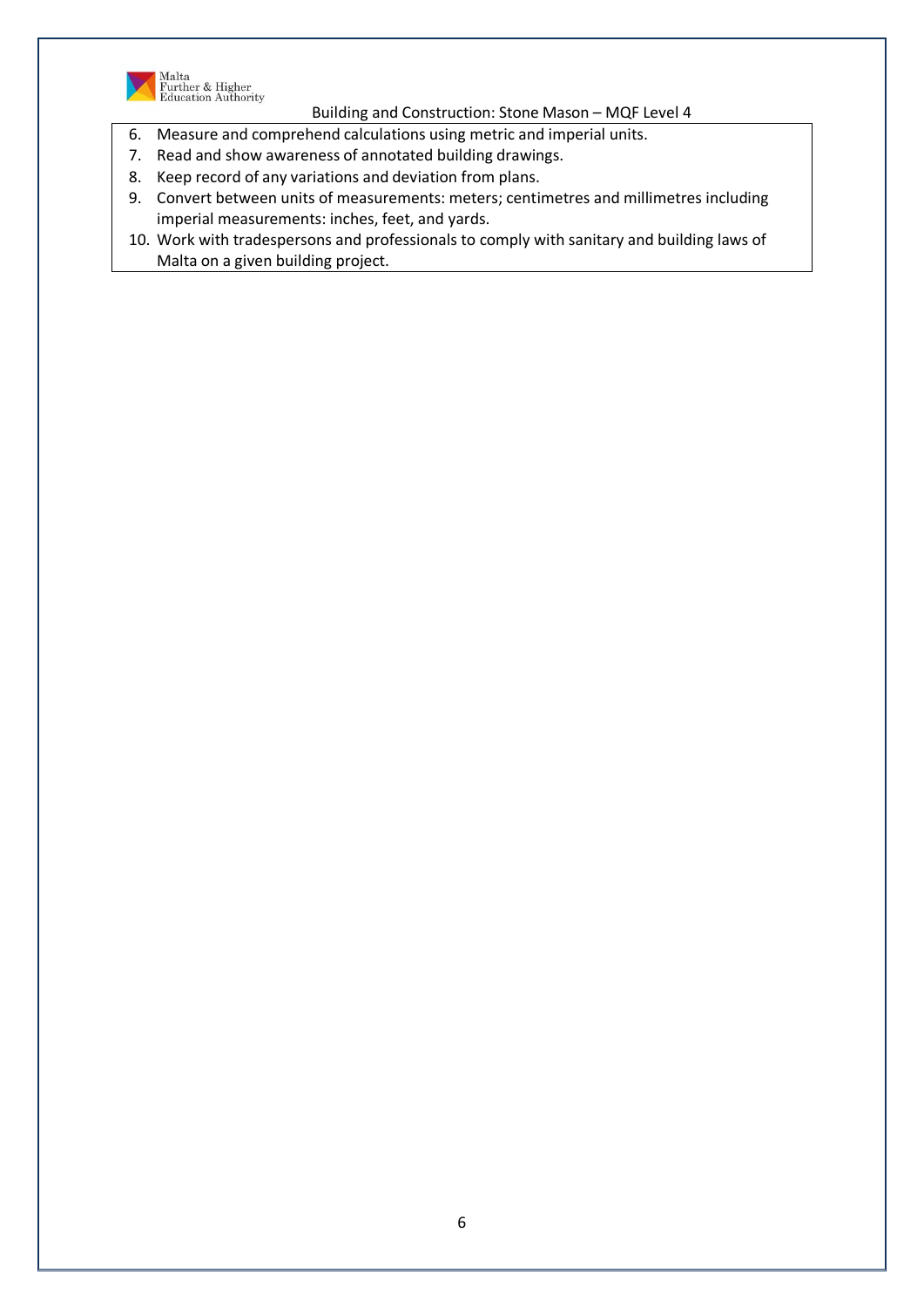6. Measure and comprehend calculations using metric and imperial units.
7. Read and show awareness of annotated building drawings.
8. Keep record of any variations and deviation from plans.
9. Convert between units of measurements: meters; centimetres and millimetres including imperial measurements: inches, feet, and yards.
10. Work with tradespersons and professionals to comply with sanitary and building laws of Malta on a given building project.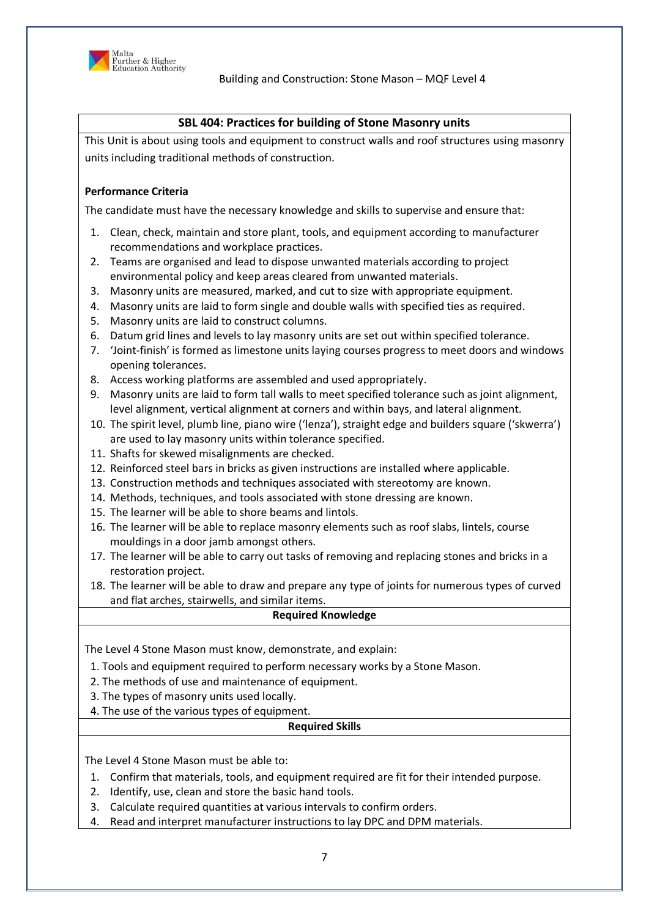## SBL 404: Practices for building of Stone Masonry units

This Unit is about using tools and equipment to construct walls and roof structures using masonry units including traditional methods of construction.

**Performance Criteria**

The candidate must have the necessary knowledge and skills to supervise and ensure that:

1. Clean, check, maintain and store plant, tools, and equipment according to manufacturer recommendations and workplace practices.
2. Teams are organised and lead to dispose unwanted materials according to project environmental policy and keep areas cleared from unwanted materials.
3. Masonry units are measured, marked, and cut to size with appropriate equipment.
4. Masonry units are laid to form single and double walls with specified ties as required.
5. Masonry units are laid to construct columns.
6. Datum grid lines and levels to lay masonry units are set out within specified tolerance.
7. 'Joint-finish' is formed as limestone units laying courses progress to meet doors and windows opening tolerances.
8. Access working platforms are assembled and used appropriately.
9. Masonry units are laid to form tall walls to meet specified tolerance such as joint alignment, level alignment, vertical alignment at corners and within bays, and lateral alignment.
10. The spirit level, plumb line, piano wire ('lenza'), straight edge and builders square ('skwerra') are used to lay masonry units within tolerance specified.
11. Shafts for skewed misalignments are checked.
12. Reinforced steel bars in bricks as given instructions are installed where applicable.
13. Construction methods and techniques associated with stereotomy are known.
14. Methods, techniques, and tools associated with stone dressing are known.
15. The learner will be able to shore beams and lintols.
16. The learner will be able to replace masonry elements such as roof slabs, lintels, course mouldings in a door jamb amongst others.
17. The learner will be able to carry out tasks of removing and replacing stones and bricks in a restoration project.
18. The learner will be able to draw and prepare any type of joints for numerous types of curved and flat arches, stairwells, and similar items.

**Required Knowledge**

The Level 4 Stone Mason must know, demonstrate, and explain:

1. Tools and equipment required to perform necessary works by a Stone Mason.
2. The methods of use and maintenance of equipment.
3. The types of masonry units used locally.
4. The use of the various types of equipment.

**Required Skills**

The Level 4 Stone Mason must be able to:

1. Confirm that materials, tools, and equipment required are fit for their intended purpose.
2. Identify, use, clean and store the basic hand tools.
3. Calculate required quantities at various intervals to confirm orders.
4. Read and interpret manufacturer instructions to lay DPC and DPM materials.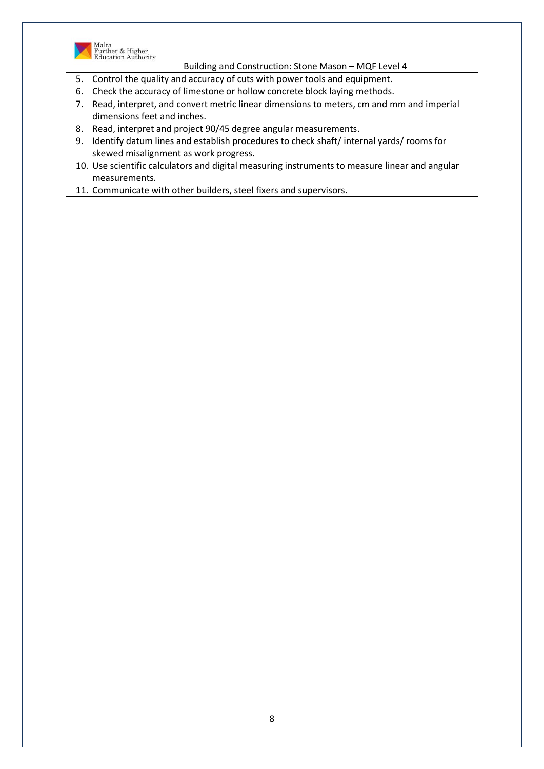5. Control the quality and accuracy of cuts with power tools and equipment.
6. Check the accuracy of limestone or hollow concrete block laying methods.
7. Read, interpret, and convert metric linear dimensions to meters, cm and mm and imperial dimensions feet and inches.
8. Read, interpret and project 90/45 degree angular measurements.
9. Identify datum lines and establish procedures to check shaft/ internal yards/ rooms for skewed misalignment as work progress.
10. Use scientific calculators and digital measuring instruments to measure linear and angular measurements.
11. Communicate with other builders, steel fixers and supervisors.